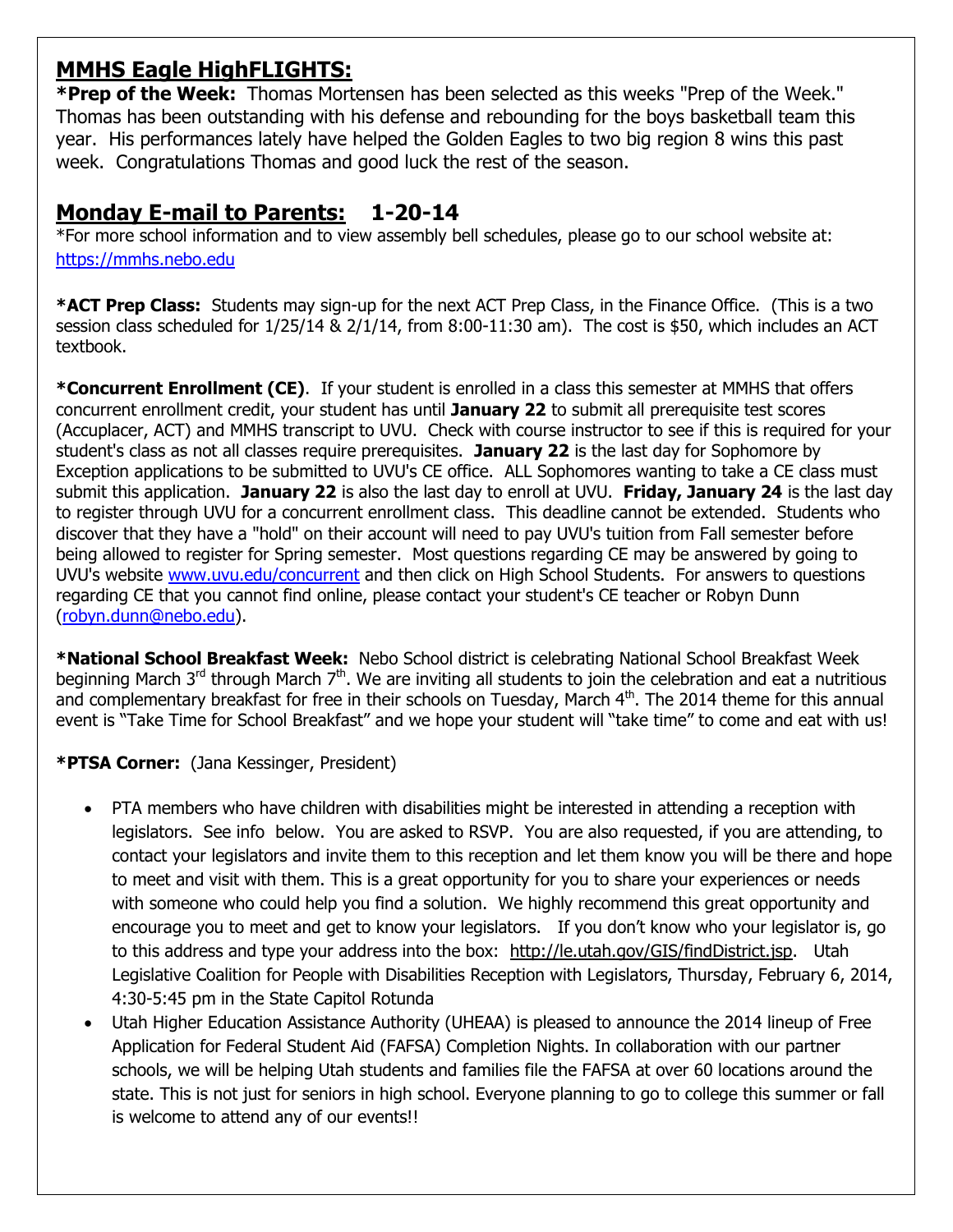## MMHS Eagle HighFLIGHTS:

**\*Prep of the Week:** Thomas Mortensen has been selected as this weeks "Prep of the Week." Thomas has been outstanding with his defense and rebounding for the boys basketball team this year. His performances lately have helped the Golden Eagles to two big region 8 wins this past week. Congratulations Thomas and good luck the rest of the season.

## Monday E-mail to Parents: 1-20-14

*For more school information and to view assembly bell schedules, please go to our school website at: https://mmhs.nebo.edu

**\*ACT Prep Class:** Students may sign-up for the next ACT Prep Class, in the Finance Office. (This is a two session class scheduled for 1/25/14 & 2/1/14, from 8:00-11:30 am). The cost is $50, which includes an ACT textbook.

**\*Concurrent Enrollment (CE)**. If your student is enrolled in a class this semester at MMHS that offers concurrent enrollment credit, your student has until **January 22** to submit all prerequisite test scores (Accuplacer, ACT) and MMHS transcript to UVU. Check with course instructor to see if this is required for your student's class as not all classes require prerequisites. **January 22** is the last day for Sophomore by Exception applications to be submitted to UVU's CE office. ALL Sophomores wanting to take a CE class must submit this application. **January 22** is also the last day to enroll at UVU. **Friday, January 24** is the last day to register through UVU for a concurrent enrollment class. This deadline cannot be extended. Students who discover that they have a "hold" on their account will need to pay UVU's tuition from Fall semester before being allowed to register for Spring semester. Most questions regarding CE may be answered by going to UVU's website www.uvu.edu/concurrent and then click on High School Students. For answers to questions regarding CE that you cannot find online, please contact your student's CE teacher or Robyn Dunn (robyn.dunn@nebo.edu).

**\*National School Breakfast Week:** Nebo School district is celebrating National School Breakfast Week beginning March 3rd through March 7th. We are inviting all students to join the celebration and eat a nutritious and complementary breakfast for free in their schools on Tuesday, March 4th. The 2014 theme for this annual event is "Take Time for School Breakfast" and we hope your student will "take time" to come and eat with us!

**\*PTSA Corner:** (Jana Kessinger, President)

- PTA members who have children with disabilities might be interested in attending a reception with legislators. See info below. You are asked to RSVP. You are also requested, if you are attending, to contact your legislators and invite them to this reception and let them know you will be there and hope to meet and visit with them. This is a great opportunity for you to share your experiences or needs with someone who could help you find a solution. We highly recommend this great opportunity and encourage you to meet and get to know your legislators. If you don't know who your legislator is, go to this address and type your address into the box: http://le.utah.gov/GIS/findDistrict.jsp. Utah Legislative Coalition for People with Disabilities Reception with Legislators, Thursday, February 6, 2014, 4:30-5:45 pm in the State Capitol Rotunda
- Utah Higher Education Assistance Authority (UHEAA) is pleased to announce the 2014 lineup of Free Application for Federal Student Aid (FAFSA) Completion Nights. In collaboration with our partner schools, we will be helping Utah students and families file the FAFSA at over 60 locations around the state. This is not just for seniors in high school. Everyone planning to go to college this summer or fall is welcome to attend any of our events!!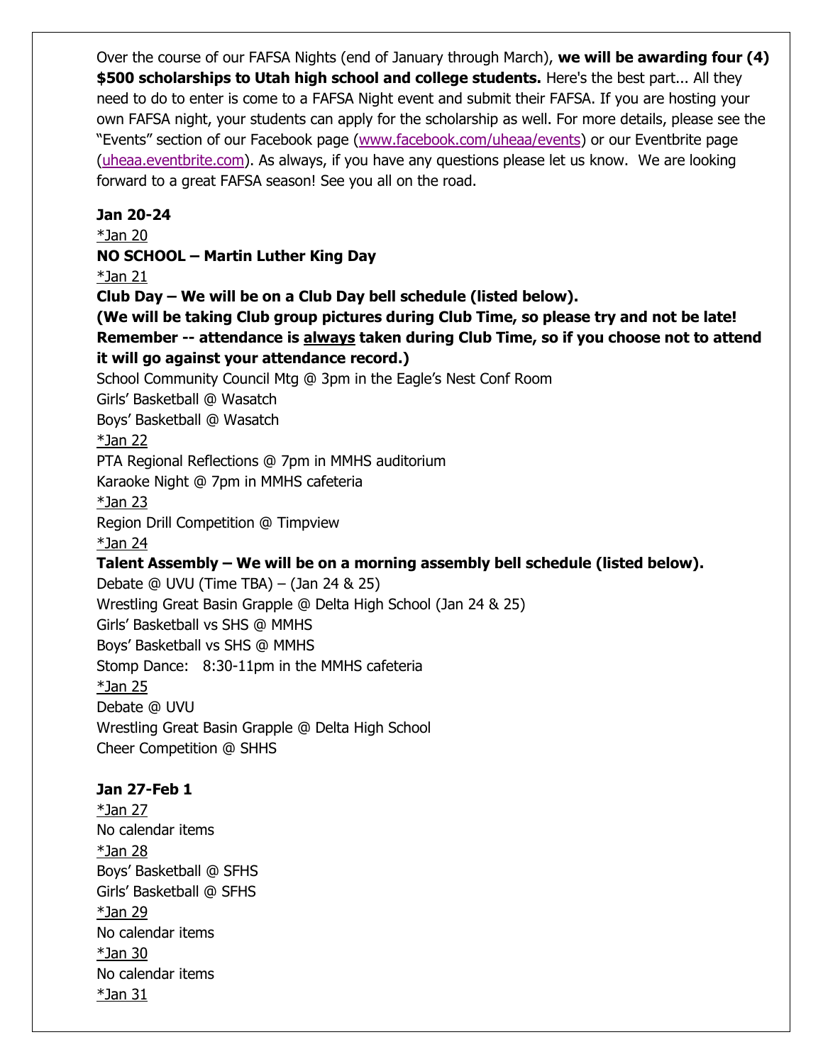Over the course of our FAFSA Nights (end of January through March), **we will be awarding four (4) $500 scholarships to Utah high school and college students.** Here's the best part... All they need to do to enter is come to a FAFSA Night event and submit their FAFSA. If you are hosting your own FAFSA night, your students can apply for the scholarship as well. For more details, please see the "Events" section of our Facebook page ([www.facebook.com/uheaa/events](www.facebook.com/uheaa/events)) or our Eventbrite page ([uheaa.eventbrite.com](uheaa.eventbrite.com)). As always, if you have any questions please let us know. We are looking forward to a great FAFSA season! See you all on the road.

**Jan 20-24**

*Jan 20

**NO SCHOOL – Martin Luther King Day**

*Jan 21

**Club Day – We will be on a Club Day bell schedule (listed below).**
**(We will be taking Club group pictures during Club Time, so please try and not be late! Remember -- attendance is always taken during Club Time, so if you choose not to attend it will go against your attendance record.)**

School Community Council Mtg @ 3pm in the Eagle's Nest Conf Room
Girls' Basketball @ Wasatch
Boys' Basketball @ Wasatch

*Jan 22

PTA Regional Reflections @ 7pm in MMHS auditorium
Karaoke Night @ 7pm in MMHS cafeteria

*Jan 23

Region Drill Competition @ Timpview

*Jan 24

**Talent Assembly – We will be on a morning assembly bell schedule (listed below).**

Debate @ UVU (Time TBA) – (Jan 24 & 25)
Wrestling Great Basin Grapple @ Delta High School (Jan 24 & 25)
Girls' Basketball vs SHS @ MMHS
Boys' Basketball vs SHS @ MMHS
Stomp Dance: 8:30-11pm in the MMHS cafeteria

*Jan 25

Debate @ UVU
Wrestling Great Basin Grapple @ Delta High School
Cheer Competition @ SHHS

**Jan 27-Feb 1**

*Jan 27

No calendar items

*Jan 28

Boys' Basketball @ SFHS
Girls' Basketball @ SFHS

*Jan 29

No calendar items

*Jan 30

No calendar items

*Jan 31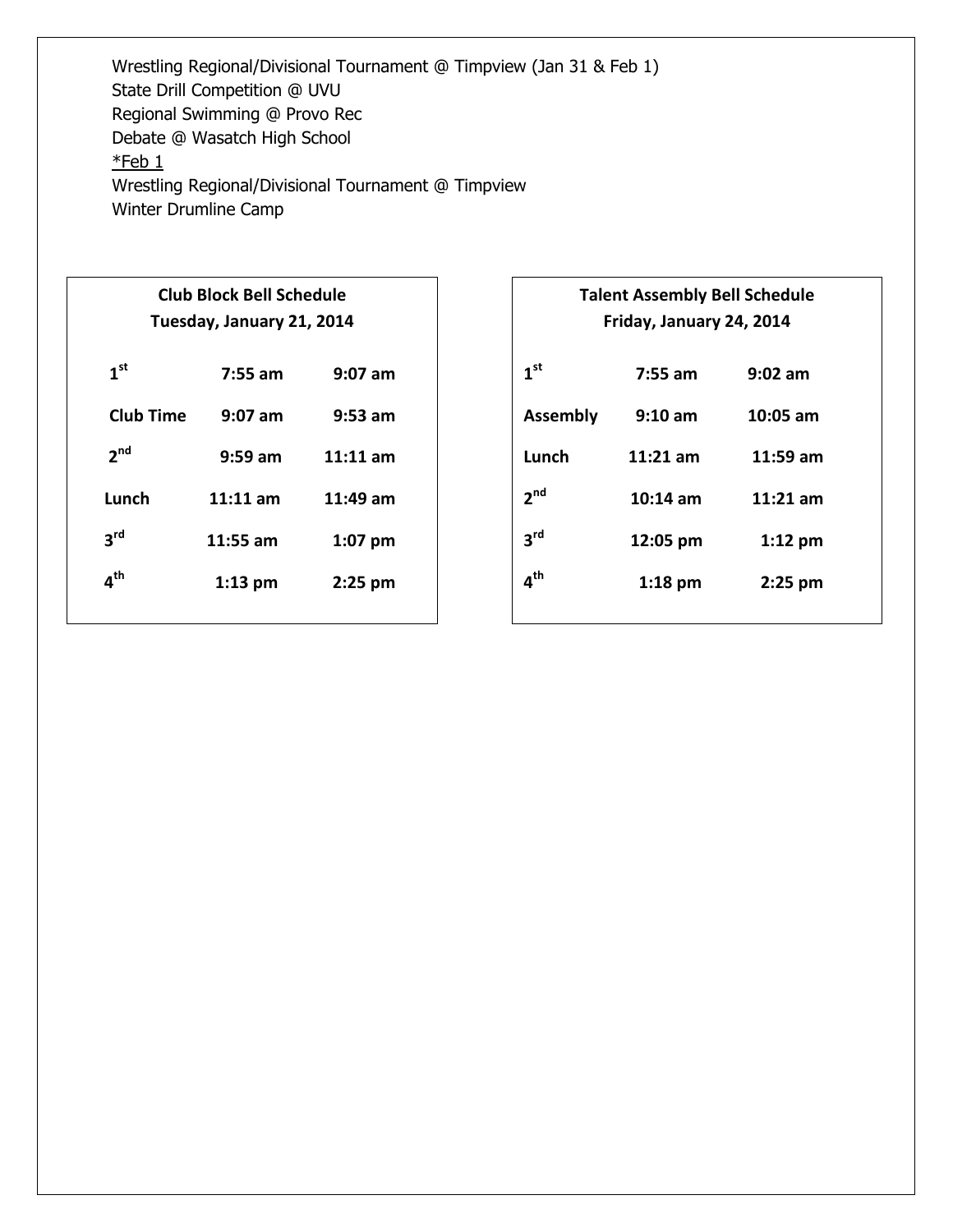Wrestling Regional/Divisional Tournament @ Timpview (Jan 31 & Feb 1)
State Drill Competition @ UVU
Regional Swimming @ Provo Rec
Debate @ Wasatch High School
*Feb 1
Wrestling Regional/Divisional Tournament @ Timpview
Winter Drumline Camp

**Club Block Bell Schedule**
**Tuesday, January 21, 2014**

| | | |
|---|---|---|
| **1st** | **7:55 am** | **9:07 am** |
| **Club Time** | **9:07 am** | **9:53 am** |
| **2nd** | **9:59 am** | **11:11 am** |
| **Lunch** | **11:11 am** | **11:49 am** |
| **3rd** | **11:55 am** | **1:07 pm** |
| **4th** | **1:13 pm** | **2:25 pm** |

**Talent Assembly Bell Schedule**
**Friday, January 24, 2014**

| | | |
|---|---|---|
| **1st** | **7:55 am** | **9:02 am** |
| **Assembly** | **9:10 am** | **10:05 am** |
| **Lunch** | **11:21 am** | **11:59 am** |
| **2nd** | **10:14 am** | **11:21 am** |
| **3rd** | **12:05 pm** | **1:12 pm** |
| **4th** | **1:18 pm** | **2:25 pm** |